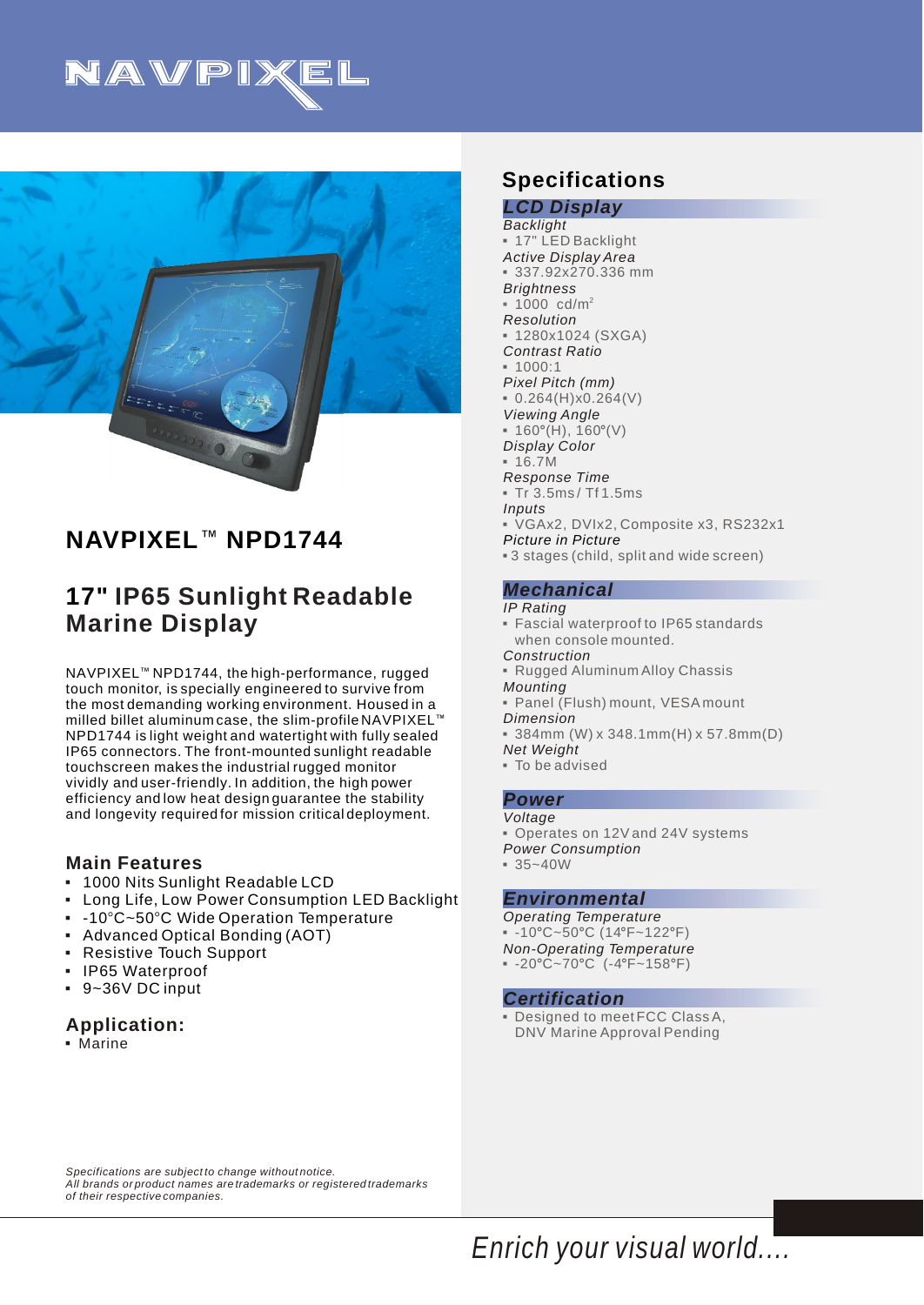NAVPIXEL

## NAVPIXEL™ NPD1744

# 17" IP65 Sunlight Readable Marine Display

NAVPIXEL™ NPD1744, the high-performance, rugged touch monitor, is specially engineered to survive from the most demanding working environment. Housed in a milled billet aluminum case, the slim-profile NAVPIXEL™ NPD1744 is light weight and watertight with fully sealed IP65 connectors. The front-mounted sunlight readable touchscreen makes the industrial rugged monitor vividly and user-friendly. In addition, the high power efficiency and low heat design guarantee the stability and longevity required for mission critical deployment.

### Main Features

- 1000 Nits Sunlight Readable LCD
- Long Life, Low Power Consumption LED Backlight
- -10°C~50°C Wide Operation Temperature
- Advanced Optical Bonding (AOT)
- Resistive Touch Support
- IP65 Waterproof
- 9~36V DC input

### Application:

- Marine

*Specifications are subject to change without notice.*
*All brands or product names are trademarks or registered trademarks of their respective companies.*

## Specifications

### LCD Display

*Backlight*
- 17" LED Backlight

*Active Display Area*
- 337.92x270.336 mm

*Brightness*
- 1000 cd/m$^2$

*Resolution*
- 1280x1024 (SXGA)

*Contrast Ratio*
- 1000:1

*Pixel Pitch (mm)*
- 0.264(H)x0.264(V)

*Viewing Angle*
- 160°(H), 160°(V)

*Display Color*
- 16.7M

*Response Time*
- Tr 3.5ms / Tf 1.5ms

*Inputs*
- VGAx2, DVIx2, Composite x3, RS232x1

*Picture in Picture*
- 3 stages (child, split and wide screen)

### Mechanical

*IP Rating*
- Fascial waterproof to IP65 standards when console mounted.

*Construction*
- Rugged Aluminum Alloy Chassis

*Mounting*
- Panel (Flush) mount, VESA mount

*Dimension*
- 384mm (W) x 348.1mm(H) x 57.8mm(D)

*Net Weight*
- To be advised

### Power

*Voltage*
- Operates on 12V and 24V systems

*Power Consumption*
- 35~40W

### Environmental

*Operating Temperature*
- -10°C~50°C (14°F~122°F)

*Non-Operating Temperature*
- -20°C~70°C (-4°F~158°F)

### Certification

- Designed to meet FCC Class A, DNV Marine Approval Pending

*Enrich your visual world....*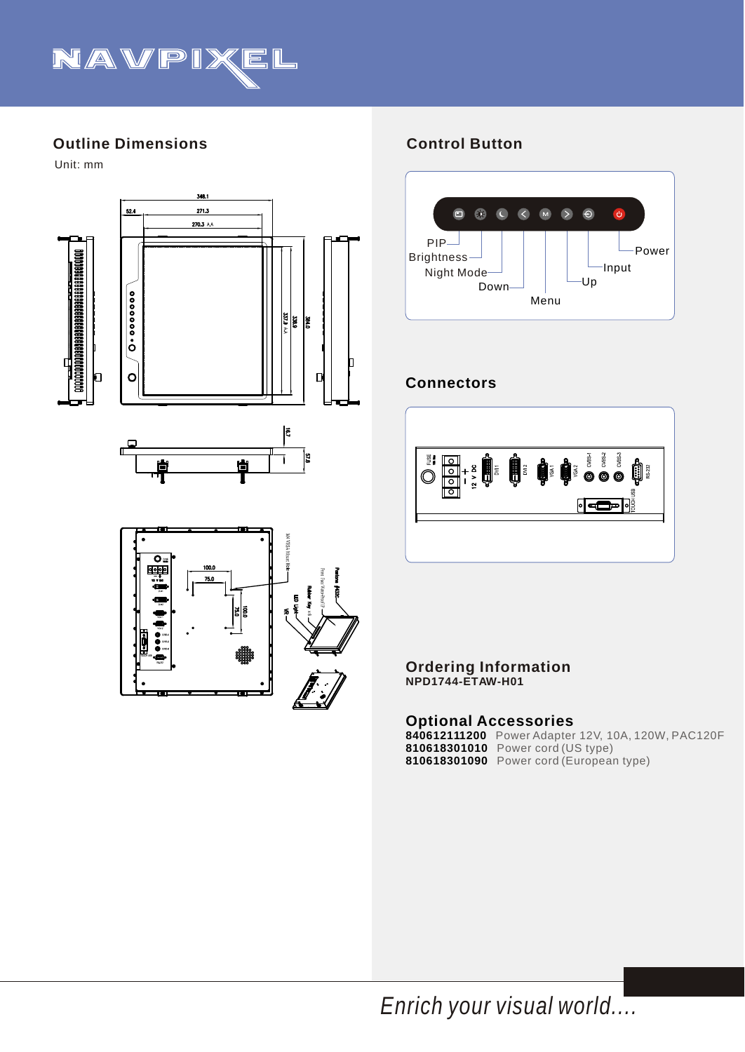## Outline Dimensions

Unit: mm

348.1
52.4
271.3
270.3 AA
337.9 AA
338.9
384.0
16.7
57.8
100.0
75.0
100.0
75.0

## Control Button

PIP
Brightness
Night Mode
Down
Menu
Up
Input
Power

## Connectors

FUSE
12 V DC
DVI 1
DVI 2
VGA 1
VGA 2
CVBS-1
CVBS-2
CVBS-3
RS-232
TOUCH USB

## Ordering Information

**NPD1744-ETAW-H01**

## Optional Accessories

**840612111200** Power Adapter 12V, 10A, 120W, PAC120F
**810618301010** Power cord (US type)
**810618301090** Power cord (European type)

*Enrich your visual world....*